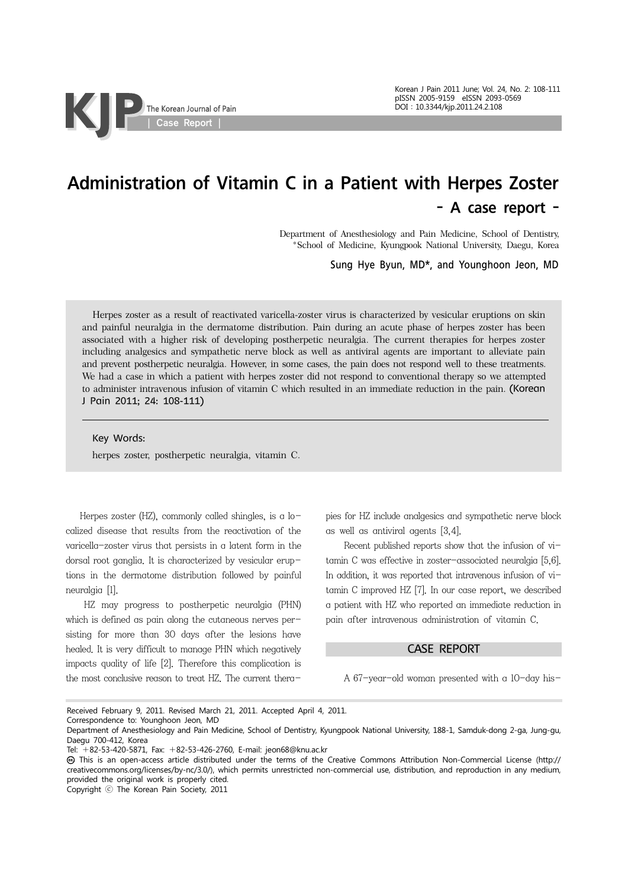# Administration of Vitamin C in a Patient with Herpes Zoster

## - A case report -

Department of Anesthesiology and Pain Medicine, School of Dentistry, *School of Medicine, Kyungpook National University, Daegu, Korea

Sung Hye Byun, MD*, and Younghoon Jeon, MD

Herpes zoster as a result of reactivated varicella-zoster virus is characterized by vesicular eruptions on skin and painful neuralgia in the dermatome distribution. Pain during an acute phase of herpes zoster has been associated with a higher risk of developing postherpetic neuralgia. The current therapies for herpes zoster including analgesics and sympathetic nerve block as well as antiviral agents are important to alleviate pain and prevent postherpetic neuralgia. However, in some cases, the pain does not respond well to these treatments. We had a case in which a patient with herpes zoster did not respond to conventional therapy so we attempted to administer intravenous infusion of vitamin C which resulted in an immediate reduction in the pain. (Korean J Pain 2011; 24: 108-111)

Key Words:

herpes zoster, postherpetic neuralgia, vitamin C.

Herpes zoster (HZ), commonly called shingles, is a localized disease that results from the reactivation of the varicella-zoster virus that persists in a latent form in the dorsal root ganglia. It is characterized by vesicular eruptions in the dermatome distribution followed by painful neuralgia [1].

HZ may progress to postherpetic neuralgia (PHN) which is defined as pain along the cutaneous nerves persisting for more than 30 days after the lesions have healed. It is very difficult to manage PHN which negatively impacts quality of life [2]. Therefore this complication is the most conclusive reason to treat HZ. The current therapies for HZ include analgesics and sympathetic nerve block as well as antiviral agents [3,4].

Recent published reports show that the infusion of vitamin C was effective in zoster-associated neuralgia [5,6]. In addition, it was reported that intravenous infusion of vitamin C improved HZ [7]. In our case report, we described a patient with HZ who reported an immediate reduction in pain after intravenous administration of vitamin C.

## CASE REPORT

A 67-year-old woman presented with a 10-day his-

Received February 9, 2011. Revised March 21, 2011. Accepted April 4, 2011.

Correspondence to: Younghoon Jeon, MD

Department of Anesthesiology and Pain Medicine, School of Dentistry, Kyungpook National University, 188-1, Samduk-dong 2-ga, Jung-gu, Daegu 700-412, Korea

Tel: +82-53-420-5871, Fax: +82-53-426-2760, E-mail: jeon68@knu.ac.kr

This is an open-access article distributed under the terms of the Creative Commons Attribution Non-Commercial License (http://creativecommons.org/licenses/by-nc/3.0/), which permits unrestricted non-commercial use, distribution, and reproduction in any medium, provided the original work is properly cited.

Copyright © The Korean Pain Society, 2011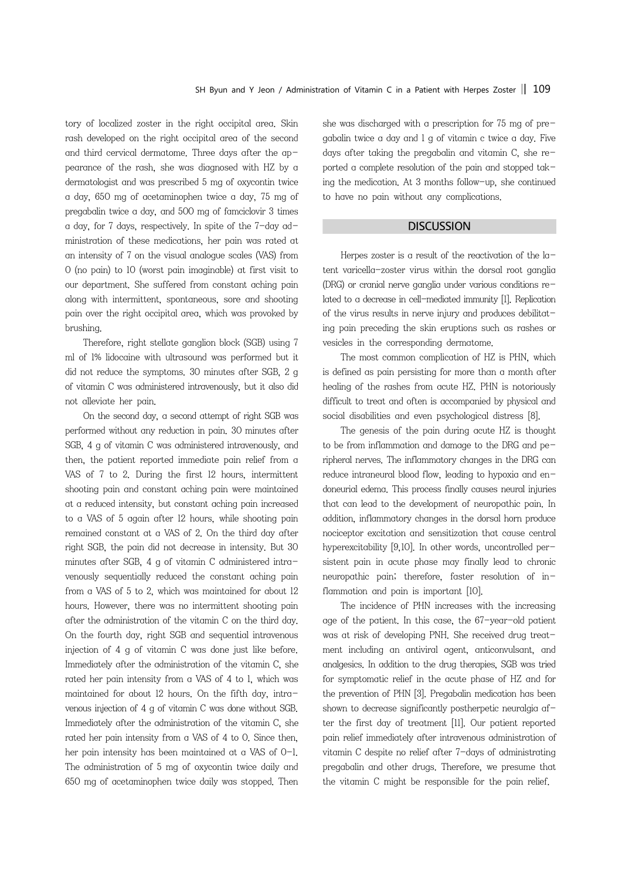tory of localized zoster in the right occipital area. Skin rash developed on the right occipital area of the second and third cervical dermatome. Three days after the appearance of the rash, she was diagnosed with HZ by a dermatologist and was prescribed 5 mg of oxycontin twice a day, 650 mg of acetaminophen twice a day, 75 mg of pregabalin twice a day, and 500 mg of famciclovir 3 times a day, for 7 days, respectively. In spite of the 7-day administration of these medications, her pain was rated at an intensity of 7 on the visual analogue scales (VAS) from 0 (no pain) to 10 (worst pain imaginable) at first visit to our department. She suffered from constant aching pain along with intermittent, spontaneous, sore and shooting pain over the right occipital area, which was provoked by brushing.

Therefore, right stellate ganglion block (SGB) using 7 ml of 1% lidocaine with ultrasound was performed but it did not reduce the symptoms. 30 minutes after SGB, 2 g of vitamin C was administered intravenously, but it also did not alleviate her pain.

On the second day, a second attempt of right SGB was performed without any reduction in pain. 30 minutes after SGB, 4 g of vitamin C was administered intravenously, and then, the patient reported immediate pain relief from a VAS of 7 to 2. During the first 12 hours, intermittent shooting pain and constant aching pain were maintained at a reduced intensity, but constant aching pain increased to a VAS of 5 again after 12 hours, while shooting pain remained constant at a VAS of 2. On the third day after right SGB, the pain did not decrease in intensity. But 30 minutes after SGB, 4 g of vitamin C administered intravenously sequentially reduced the constant aching pain from a VAS of 5 to 2, which was maintained for about 12 hours. However, there was no intermittent shooting pain after the administration of the vitamin C on the third day. On the fourth day, right SGB and sequential intravenous injection of 4 g of vitamin C was done just like before. Immediately after the administration of the vitamin C, she rated her pain intensity from a VAS of 4 to 1, which was maintained for about 12 hours. On the fifth day, intravenous injection of 4 g of vitamin C was done without SGB. Immediately after the administration of the vitamin C, she rated her pain intensity from a VAS of 4 to 0. Since then, her pain intensity has been maintained at a VAS of 0-1. The administration of 5 mg of oxycontin twice daily and 650 mg of acetaminophen twice daily was stopped. Then she was discharged with a prescription for 75 mg of pregabalin twice a day and 1 g of vitamin c twice a day. Five days after taking the pregabalin and vitamin C, she reported a complete resolution of the pain and stopped taking the medication. At 3 months follow-up, she continued to have no pain without any complications.

## DISCUSSION

Herpes zoster is a result of the reactivation of the latent varicella-zoster virus within the dorsal root ganglia (DRG) or cranial nerve ganglia under various conditions related to a decrease in cell-mediated immunity [1]. Replication of the virus results in nerve injury and produces debilitating pain preceding the skin eruptions such as rashes or vesicles in the corresponding dermatome.

The most common complication of HZ is PHN, which is defined as pain persisting for more than a month after healing of the rashes from acute HZ. PHN is notoriously difficult to treat and often is accompanied by physical and social disabilities and even psychological distress [8].

The genesis of the pain during acute HZ is thought to be from inflammation and damage to the DRG and peripheral nerves. The inflammatory changes in the DRG can reduce intraneural blood flow, leading to hypoxia and endoneurial edema. This process finally causes neural injuries that can lead to the development of neuropathic pain. In addition, inflammatory changes in the dorsal horn produce nociceptor excitation and sensitization that cause central hyperexcitability [9,10]. In other words, uncontrolled persistent pain in acute phase may finally lead to chronic neuropathic pain; therefore, faster resolution of inflammation and pain is important [10].

The incidence of PHN increases with the increasing age of the patient. In this case, the 67-year-old patient was at risk of developing PNH. She received drug treatment including an antiviral agent, anticonvulsant, and analgesics. In addition to the drug therapies, SGB was tried for symptomatic relief in the acute phase of HZ and for the prevention of PHN [3]. Pregabalin medication has been shown to decrease significantly postherpetic neuralgia after the first day of treatment [11]. Our patient reported pain relief immediately after intravenous administration of vitamin C despite no relief after 7-days of administrating pregabalin and other drugs. Therefore, we presume that the vitamin C might be responsible for the pain relief.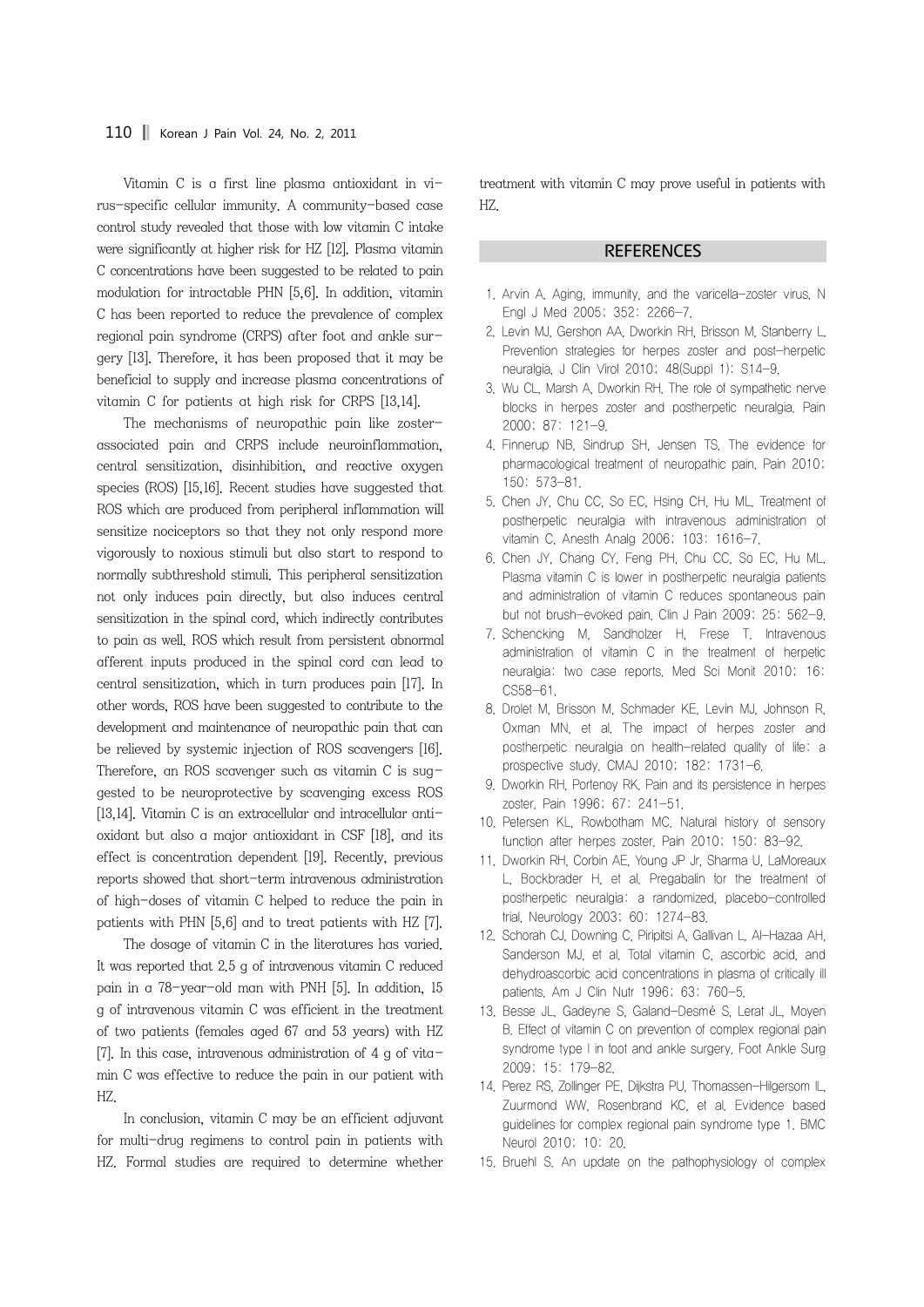Vitamin C is a first line plasma antioxidant in virus-specific cellular immunity. A community-based case control study revealed that those with low vitamin C intake were significantly at higher risk for HZ [12]. Plasma vitamin C concentrations have been suggested to be related to pain modulation for intractable PHN [5,6]. In addition, vitamin C has been reported to reduce the prevalence of complex regional pain syndrome (CRPS) after foot and ankle surgery [13]. Therefore, it has been proposed that it may be beneficial to supply and increase plasma concentrations of vitamin C for patients at high risk for CRPS [13,14].

The mechanisms of neuropathic pain like zoster-associated pain and CRPS include neuroinflammation, central sensitization, disinhibition, and reactive oxygen species (ROS) [15,16]. Recent studies have suggested that ROS which are produced from peripheral inflammation will sensitize nociceptors so that they not only respond more vigorously to noxious stimuli but also start to respond to normally subthreshold stimuli. This peripheral sensitization not only induces pain directly, but also induces central sensitization in the spinal cord, which indirectly contributes to pain as well. ROS which result from persistent abnormal afferent inputs produced in the spinal cord can lead to central sensitization, which in turn produces pain [17]. In other words, ROS have been suggested to contribute to the development and maintenance of neuropathic pain that can be relieved by systemic injection of ROS scavengers [16]. Therefore, an ROS scavenger such as vitamin C is suggested to be neuroprotective by scavenging excess ROS [13,14]. Vitamin C is an extracellular and intracellular antioxidant but also a major antioxidant in CSF [18], and its effect is concentration dependent [19]. Recently, previous reports showed that short-term intravenous administration of high-doses of vitamin C helped to reduce the pain in patients with PHN [5,6] and to treat patients with HZ [7].

The dosage of vitamin C in the literatures has varied. It was reported that 2.5 g of intravenous vitamin C reduced pain in a 78-year-old man with PNH [5]. In addition, 15 g of intravenous vitamin C was efficient in the treatment of two patients (females aged 67 and 53 years) with HZ [7]. In this case, intravenous administration of 4 g of vitamin C was effective to reduce the pain in our patient with HZ.

In conclusion, vitamin C may be an efficient adjuvant for multi-drug regimens to control pain in patients with HZ. Formal studies are required to determine whether treatment with vitamin C may prove useful in patients with HZ.

## REFERENCES

1. Arvin A. Aging, immunity, and the varicella-zoster virus. N Engl J Med 2005; 352: 2266-7.
2. Levin MJ, Gershon AA, Dworkin RH, Brisson M, Stanberry L. Prevention strategies for herpes zoster and post-herpetic neuralgia. J Clin Virol 2010; 48(Suppl 1): S14-9.
3. Wu CL, Marsh A, Dworkin RH. The role of sympathetic nerve blocks in herpes zoster and postherpetic neuralgia. Pain 2000; 87: 121-9.
4. Finnerup NB, Sindrup SH, Jensen TS. The evidence for pharmacological treatment of neuropathic pain. Pain 2010; 150: 573-81.
5. Chen JY, Chu CC, So EC, Hsing CH, Hu ML. Treatment of postherpetic neuralgia with intravenous administration of vitamin C. Anesth Analg 2006; 103: 1616-7.
6. Chen JY, Chang CY, Feng PH, Chu CC, So EC, Hu ML. Plasma vitamin C is lower in postherpetic neuralgia patients and administration of vitamin C reduces spontaneous pain but not brush-evoked pain. Clin J Pain 2009; 25: 562-9.
7. Schencking M, Sandholzer H, Frese T. Intravenous administration of vitamin C in the treatment of herpetic neuralgia: two case reports. Med Sci Monit 2010; 16: CS58-61.
8. Drolet M, Brisson M, Schmader KE, Levin MJ, Johnson R, Oxman MN, et al. The impact of herpes zoster and postherpetic neuralgia on health-related quality of life: a prospective study. CMAJ 2010; 182: 1731-6.
9. Dworkin RH, Portenoy RK. Pain and its persistence in herpes zoster. Pain 1996; 67: 241-51.
10. Petersen KL, Rowbotham MC. Natural history of sensory function after herpes zoster. Pain 2010; 150: 83-92.
11. Dworkin RH, Corbin AE, Young JP Jr, Sharma U, LaMoreaux L, Bockbrader H, et al. Pregabalin for the treatment of postherpetic neuralgia: a randomized, placebo-controlled trial. Neurology 2003; 60: 1274-83.
12. Schorah CJ, Downing C, Piripitsi A, Gallivan L, Al-Hazaa AH, Sanderson MJ, et al. Total vitamin C, ascorbic acid, and dehydroascorbic acid concentrations in plasma of critically ill patients. Am J Clin Nutr 1996; 63: 760-5.
13. Besse JL, Gadeyne S, Galand-Desmé S, Lerat JL, Moyen B. Effect of vitamin C on prevention of complex regional pain syndrome type I in foot and ankle surgery. Foot Ankle Surg 2009; 15: 179-82.
14. Perez RS, Zollinger PE, Dijkstra PU, Thomassen-Hilgersom IL, Zuurmond WW, Rosenbrand KC, et al. Evidence based guidelines for complex regional pain syndrome type 1. BMC Neurol 2010; 10: 20.
15. Bruehl S. An update on the pathophysiology of complex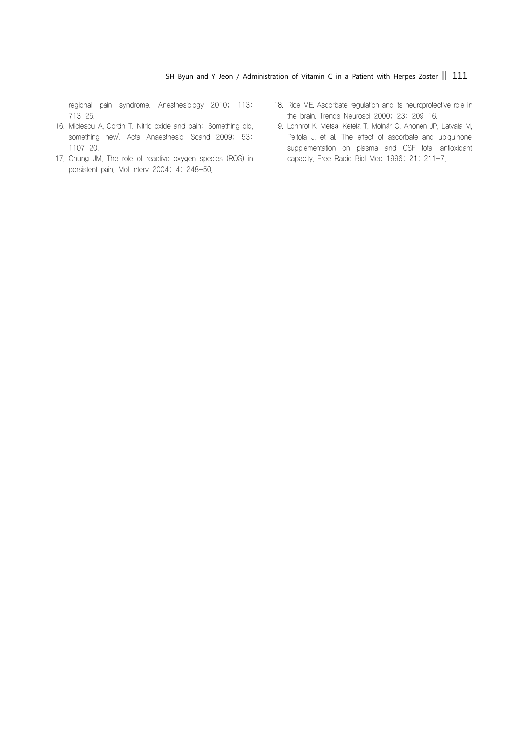regional pain syndrome. Anesthesiology 2010; 113: 713-25.

16. Miclescu A, Gordh T. Nitric oxide and pain: 'Something old, something new'. Acta Anaesthesiol Scand 2009; 53: 1107-20.
17. Chung JM. The role of reactive oxygen species (ROS) in persistent pain. Mol Interv 2004; 4: 248-50.
18. Rice ME. Ascorbate regulation and its neuroprotective role in the brain. Trends Neurosci 2000; 23: 209-16.
19. Lonnrot K, Metsä-Ketelä T, Molnár G, Ahonen JP, Latvala M, Peltola J, et al. The effect of ascorbate and ubiquinone supplementation on plasma and CSF total antioxidant capacity. Free Radic Biol Med 1996; 21: 211-7.